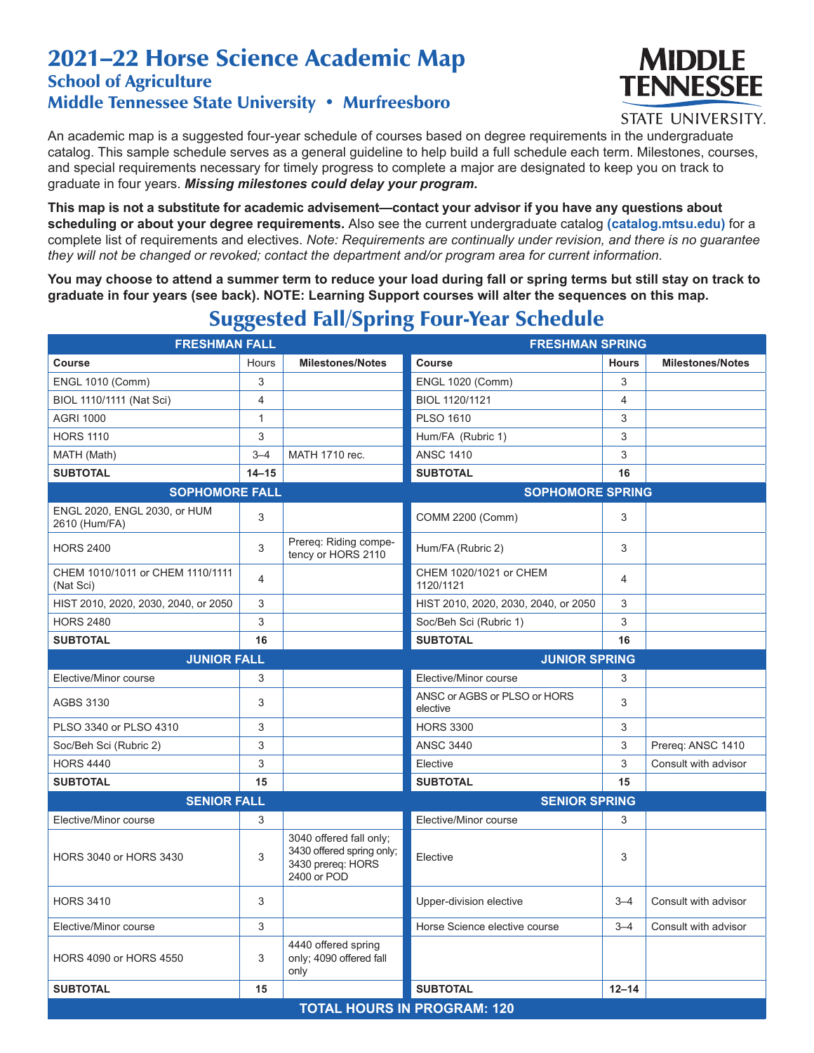# 2021–22 Horse Science Academic Map

## School of Agriculture

## Middle Tennessee State University • Murfreesboro

MIDDLE TENNESSEE STATE UNIVERSITY.

An academic map is a suggested four-year schedule of courses based on degree requirements in the undergraduate catalog. This sample schedule serves as a general guideline to help build a full schedule each term. Milestones, courses, and special requirements necessary for timely progress to complete a major are designated to keep you on track to graduate in four years. ***Missing milestones could delay your program.***

**This map is not a substitute for academic advisement—contact your advisor if you have any questions about scheduling or about your degree requirements.** Also see the current undergraduate catalog **(catalog.mtsu.edu)** for a complete list of requirements and electives. *Note: Requirements are continually under revision, and there is no guarantee they will not be changed or revoked; contact the department and/or program area for current information.*

**You may choose to attend a summer term to reduce your load during fall or spring terms but still stay on track to graduate in four years (see back). NOTE: Learning Support courses will alter the sequences on this map.**

## Suggested Fall/Spring Four-Year Schedule

| FRESHMAN FALL | | | FRESHMAN SPRING | | |
|---|---|---|---|---|---|
| **Course** | **Hours** | **Milestones/Notes** | **Course** | **Hours** | **Milestones/Notes** |
| ENGL 1010 (Comm) | 3 | | ENGL 1020 (Comm) | 3 | |
| BIOL 1110/1111 (Nat Sci) | 4 | | BIOL 1120/1121 | 4 | |
| AGRI 1000 | 1 | | PLSO 1610 | 3 | |
| HORS 1110 | 3 | | Hum/FA (Rubric 1) | 3 | |
| MATH (Math) | 3–4 | MATH 1710 rec. | ANSC 1410 | 3 | |
| **SUBTOTAL** | **14–15** | | **SUBTOTAL** | **16** | |
| **SOPHOMORE FALL** | | | **SOPHOMORE SPRING** | | |
| ENGL 2020, ENGL 2030, or HUM 2610 (Hum/FA) | 3 | | COMM 2200 (Comm) | 3 | |
| HORS 2400 | 3 | Prereq: Riding competency or HORS 2110 | Hum/FA (Rubric 2) | 3 | |
| CHEM 1010/1011 or CHEM 1110/1111 (Nat Sci) | 4 | | CHEM 1020/1021 or CHEM 1120/1121 | 4 | |
| HIST 2010, 2020, 2030, 2040, or 2050 | 3 | | HIST 2010, 2020, 2030, 2040, or 2050 | 3 | |
| HORS 2480 | 3 | | Soc/Beh Sci (Rubric 1) | 3 | |
| **SUBTOTAL** | **16** | | **SUBTOTAL** | **16** | |
| **JUNIOR FALL** | | | **JUNIOR SPRING** | | |
| Elective/Minor course | 3 | | Elective/Minor course | 3 | |
| AGBS 3130 | 3 | | ANSC or AGBS or PLSO or HORS elective | 3 | |
| PLSO 3340 or PLSO 4310 | 3 | | HORS 3300 | 3 | |
| Soc/Beh Sci (Rubric 2) | 3 | | ANSC 3440 | 3 | Prereq: ANSC 1410 |
| HORS 4440 | 3 | | Elective | 3 | Consult with advisor |
| **SUBTOTAL** | **15** | | **SUBTOTAL** | **15** | |
| **SENIOR FALL** | | | **SENIOR SPRING** | | |
| Elective/Minor course | 3 | | Elective/Minor course | 3 | |
| HORS 3040 or HORS 3430 | 3 | 3040 offered fall only; 3430 offered spring only; 3430 prereq: HORS 2400 or POD | Elective | 3 | |
| HORS 3410 | 3 | | Upper-division elective | 3–4 | Consult with advisor |
| Elective/Minor course | 3 | | Horse Science elective course | 3–4 | Consult with advisor |
| HORS 4090 or HORS 4550 | 3 | 4440 offered spring only; 4090 offered fall only | | | |
| **SUBTOTAL** | **15** | | **SUBTOTAL** | **12–14** | |
| **TOTAL HOURS IN PROGRAM: 120** | | | | | |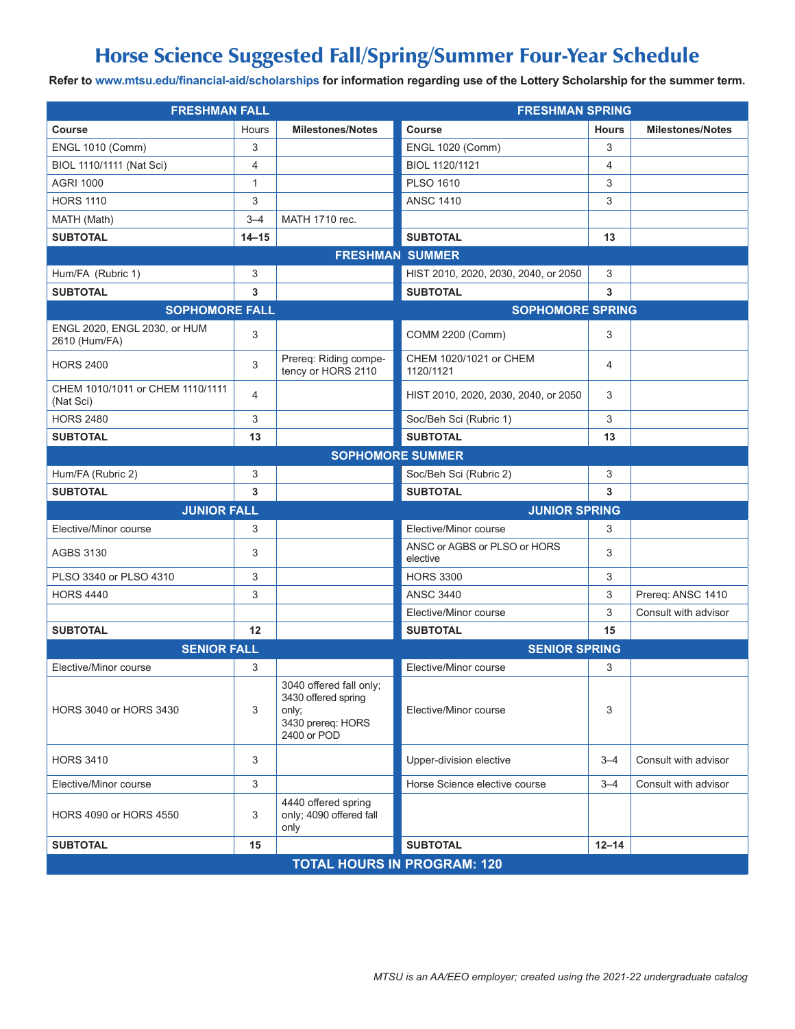# Horse Science Suggested Fall/Spring/Summer Four-Year Schedule

**Refer to www.mtsu.edu/financial-aid/scholarships for information regarding use of the Lottery Scholarship for the summer term.**

| FRESHMAN FALL | | | FRESHMAN SPRING | | |
|---|---|---|---|---|---|
| **Course** | Hours | **Milestones/Notes** | **Course** | **Hours** | **Milestones/Notes** |
| ENGL 1010 (Comm) | 3 | | ENGL 1020 (Comm) | 3 | |
| BIOL 1110/1111 (Nat Sci) | 4 | | BIOL 1120/1121 | 4 | |
| AGRI 1000 | 1 | | PLSO 1610 | 3 | |
| HORS 1110 | 3 | | ANSC 1410 | 3 | |
| MATH (Math) | 3–4 | MATH 1710 rec. | | | |
| **SUBTOTAL** | **14–15** | | **SUBTOTAL** | **13** | |
| **FRESHMAN SUMMER** | | | | | |
| Hum/FA (Rubric 1) | 3 | | HIST 2010, 2020, 2030, 2040, or 2050 | 3 | |
| **SUBTOTAL** | **3** | | **SUBTOTAL** | **3** | |
| **SOPHOMORE FALL** | | | **SOPHOMORE SPRING** | | |
| ENGL 2020, ENGL 2030, or HUM 2610 (Hum/FA) | 3 | | COMM 2200 (Comm) | 3 | |
| HORS 2400 | 3 | Prereq: Riding competency or HORS 2110 | CHEM 1020/1021 or CHEM 1120/1121 | 4 | |
| CHEM 1010/1011 or CHEM 1110/1111 (Nat Sci) | 4 | | HIST 2010, 2020, 2030, 2040, or 2050 | 3 | |
| HORS 2480 | 3 | | Soc/Beh Sci (Rubric 1) | 3 | |
| **SUBTOTAL** | **13** | | **SUBTOTAL** | **13** | |
| **SOPHOMORE SUMMER** | | | | | |
| Hum/FA (Rubric 2) | 3 | | Soc/Beh Sci (Rubric 2) | 3 | |
| **SUBTOTAL** | **3** | | **SUBTOTAL** | **3** | |
| **JUNIOR FALL** | | | **JUNIOR SPRING** | | |
| Elective/Minor course | 3 | | Elective/Minor course | 3 | |
| AGBS 3130 | 3 | | ANSC or AGBS or PLSO or HORS elective | 3 | |
| PLSO 3340 or PLSO 4310 | 3 | | HORS 3300 | 3 | |
| HORS 4440 | 3 | | ANSC 3440 | 3 | Prereq: ANSC 1410 |
| | | | Elective/Minor course | 3 | Consult with advisor |
| **SUBTOTAL** | **12** | | **SUBTOTAL** | **15** | |
| **SENIOR FALL** | | | **SENIOR SPRING** | | |
| Elective/Minor course | 3 | | Elective/Minor course | 3 | |
| HORS 3040 or HORS 3430 | 3 | 3040 offered fall only; 3430 offered spring only; 3430 prereq: HORS 2400 or POD | Elective/Minor course | 3 | |
| HORS 3410 | 3 | | Upper-division elective | 3–4 | Consult with advisor |
| Elective/Minor course | 3 | | Horse Science elective course | 3–4 | Consult with advisor |
| HORS 4090 or HORS 4550 | 3 | 4440 offered spring only; 4090 offered fall only | | | |
| **SUBTOTAL** | **15** | | **SUBTOTAL** | **12–14** | |
| **TOTAL HOURS IN PROGRAM: 120** | | | | | |

*MTSU is an AA/EEO employer; created using the 2021-22 undergraduate catalog*